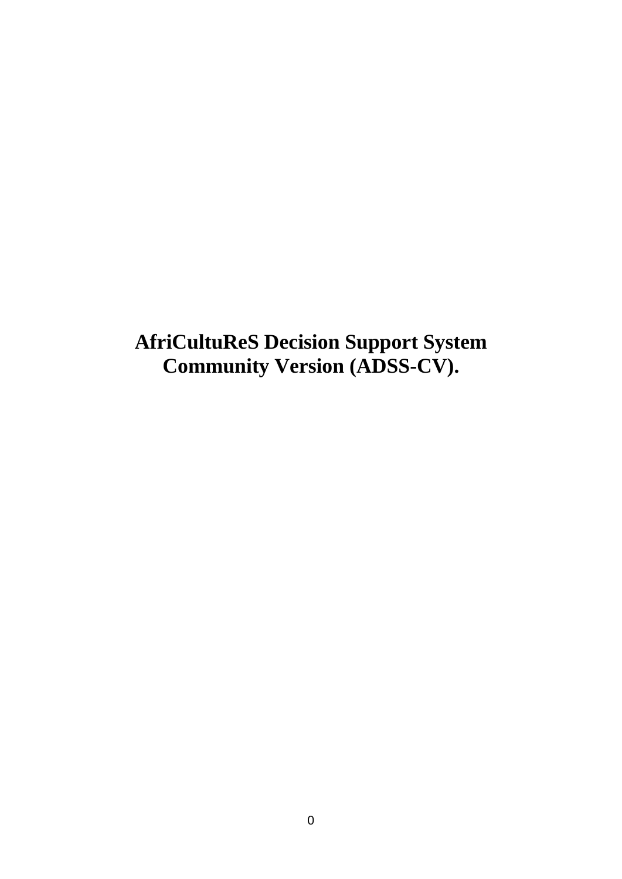# AfriCultuReS Decision Support System Community Version (ADSS-CV).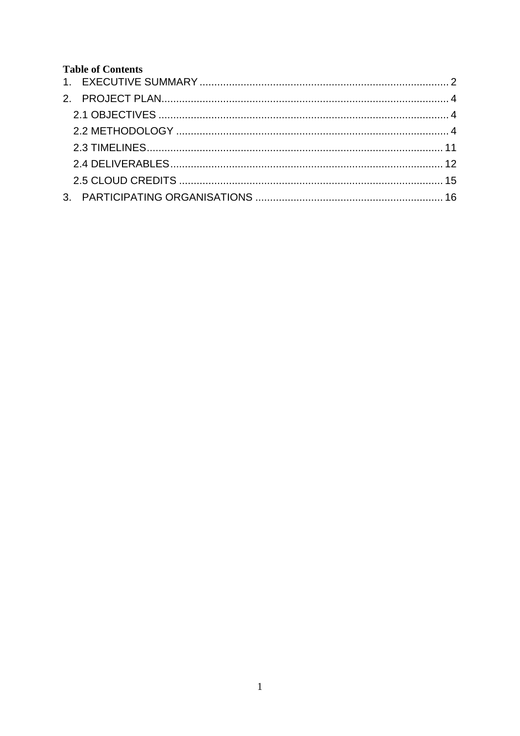**Table of Contents**

1. EXECUTIVE SUMMARY .......... 2
2. PROJECT PLAN .......... 4
   - 2.1 OBJECTIVES .......... 4
   - 2.2 METHODOLOGY .......... 4
   - 2.3 TIMELINES .......... 11
   - 2.4 DELIVERABLES .......... 12
   - 2.5 CLOUD CREDITS .......... 15
3. PARTICIPATING ORGANISATIONS .......... 16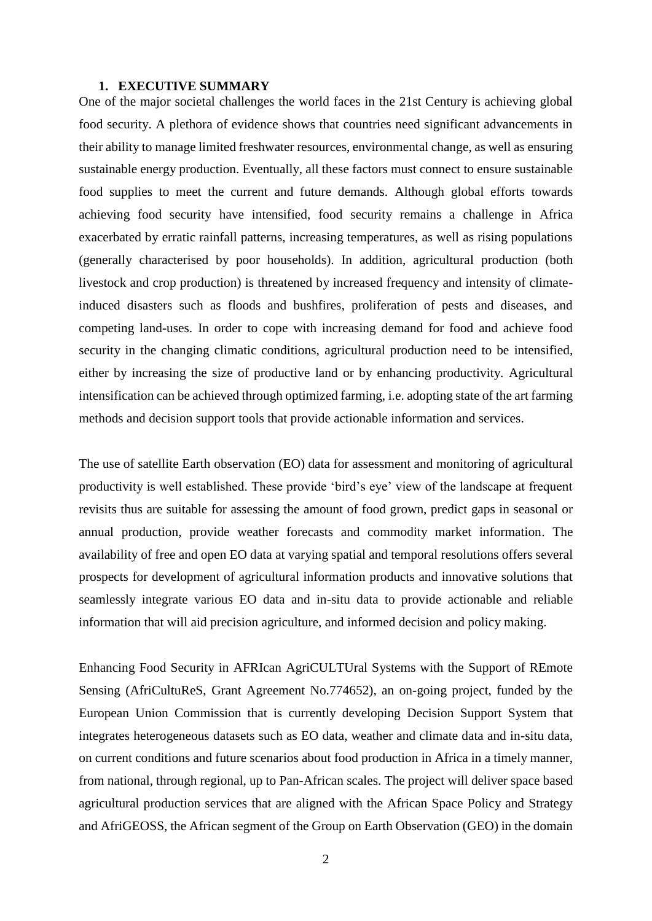# 1. EXECUTIVE SUMMARY

One of the major societal challenges the world faces in the 21st Century is achieving global food security. A plethora of evidence shows that countries need significant advancements in their ability to manage limited freshwater resources, environmental change, as well as ensuring sustainable energy production. Eventually, all these factors must connect to ensure sustainable food supplies to meet the current and future demands. Although global efforts towards achieving food security have intensified, food security remains a challenge in Africa exacerbated by erratic rainfall patterns, increasing temperatures, as well as rising populations (generally characterised by poor households). In addition, agricultural production (both livestock and crop production) is threatened by increased frequency and intensity of climate-induced disasters such as floods and bushfires, proliferation of pests and diseases, and competing land-uses. In order to cope with increasing demand for food and achieve food security in the changing climatic conditions, agricultural production need to be intensified, either by increasing the size of productive land or by enhancing productivity. Agricultural intensification can be achieved through optimized farming, i.e. adopting state of the art farming methods and decision support tools that provide actionable information and services.

The use of satellite Earth observation (EO) data for assessment and monitoring of agricultural productivity is well established. These provide 'bird's eye' view of the landscape at frequent revisits thus are suitable for assessing the amount of food grown, predict gaps in seasonal or annual production, provide weather forecasts and commodity market information. The availability of free and open EO data at varying spatial and temporal resolutions offers several prospects for development of agricultural information products and innovative solutions that seamlessly integrate various EO data and in-situ data to provide actionable and reliable information that will aid precision agriculture, and informed decision and policy making.

Enhancing Food Security in AFRIcan AgriCULTUral Systems with the Support of REmote Sensing (AfriCultuReS, Grant Agreement No.774652), an on-going project, funded by the European Union Commission that is currently developing Decision Support System that integrates heterogeneous datasets such as EO data, weather and climate data and in-situ data, on current conditions and future scenarios about food production in Africa in a timely manner, from national, through regional, up to Pan-African scales. The project will deliver space based agricultural production services that are aligned with the African Space Policy and Strategy and AfriGEOSS, the African segment of the Group on Earth Observation (GEO) in the domain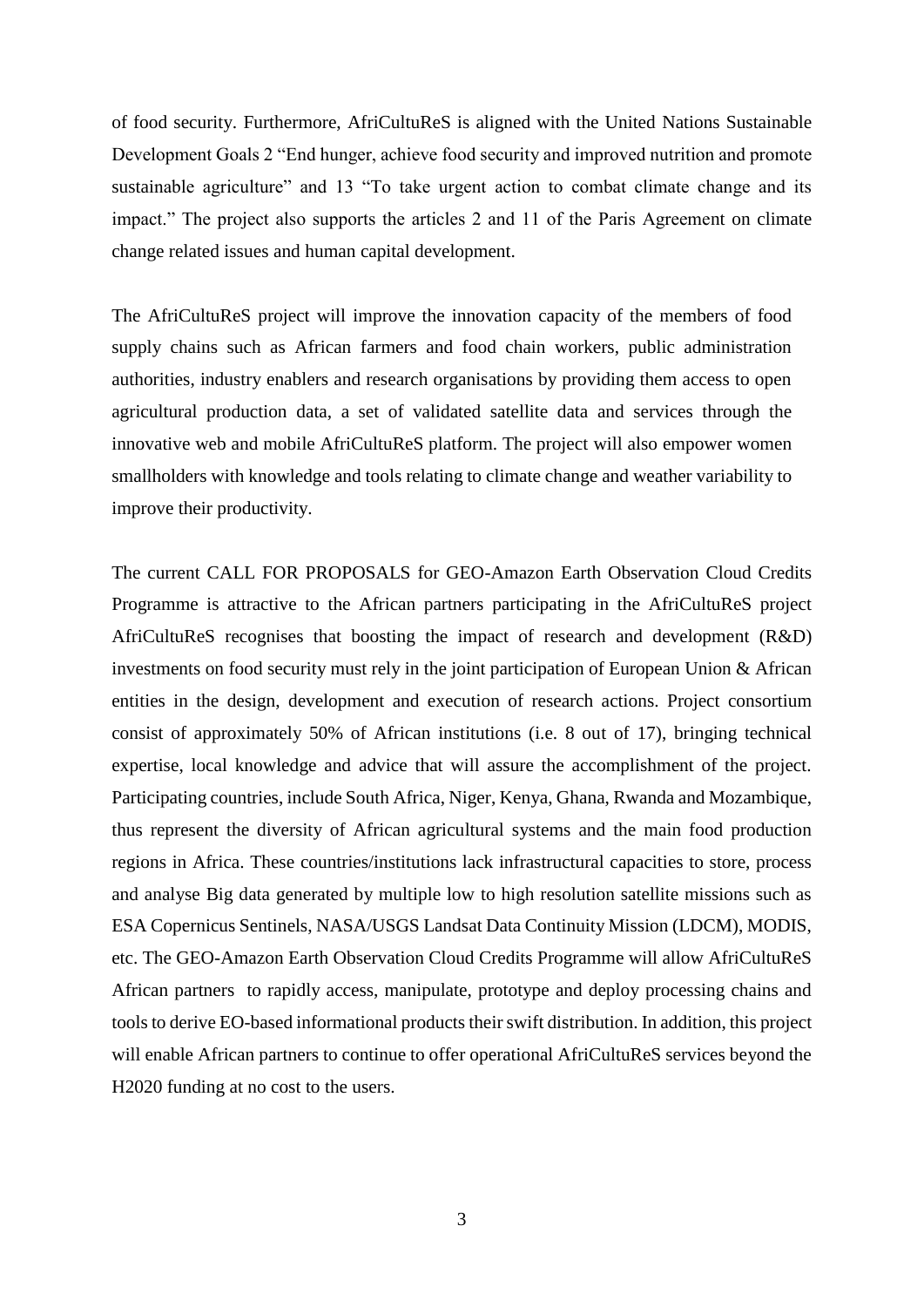of food security. Furthermore, AfriCultuReS is aligned with the United Nations Sustainable Development Goals 2 "End hunger, achieve food security and improved nutrition and promote sustainable agriculture" and 13 "To take urgent action to combat climate change and its impact." The project also supports the articles 2 and 11 of the Paris Agreement on climate change related issues and human capital development.

The AfriCultuReS project will improve the innovation capacity of the members of food supply chains such as African farmers and food chain workers, public administration authorities, industry enablers and research organisations by providing them access to open agricultural production data, a set of validated satellite data and services through the innovative web and mobile AfriCultuReS platform. The project will also empower women smallholders with knowledge and tools relating to climate change and weather variability to improve their productivity.

The current CALL FOR PROPOSALS for GEO-Amazon Earth Observation Cloud Credits Programme is attractive to the African partners participating in the AfriCultuReS project AfriCultuReS recognises that boosting the impact of research and development (R&D) investments on food security must rely in the joint participation of European Union & African entities in the design, development and execution of research actions. Project consortium consist of approximately 50% of African institutions (i.e. 8 out of 17), bringing technical expertise, local knowledge and advice that will assure the accomplishment of the project. Participating countries, include South Africa, Niger, Kenya, Ghana, Rwanda and Mozambique, thus represent the diversity of African agricultural systems and the main food production regions in Africa. These countries/institutions lack infrastructural capacities to store, process and analyse Big data generated by multiple low to high resolution satellite missions such as ESA Copernicus Sentinels, NASA/USGS Landsat Data Continuity Mission (LDCM), MODIS, etc. The GEO-Amazon Earth Observation Cloud Credits Programme will allow AfriCultuReS African partners to rapidly access, manipulate, prototype and deploy processing chains and tools to derive EO-based informational products their swift distribution. In addition, this project will enable African partners to continue to offer operational AfriCultuReS services beyond the H2020 funding at no cost to the users.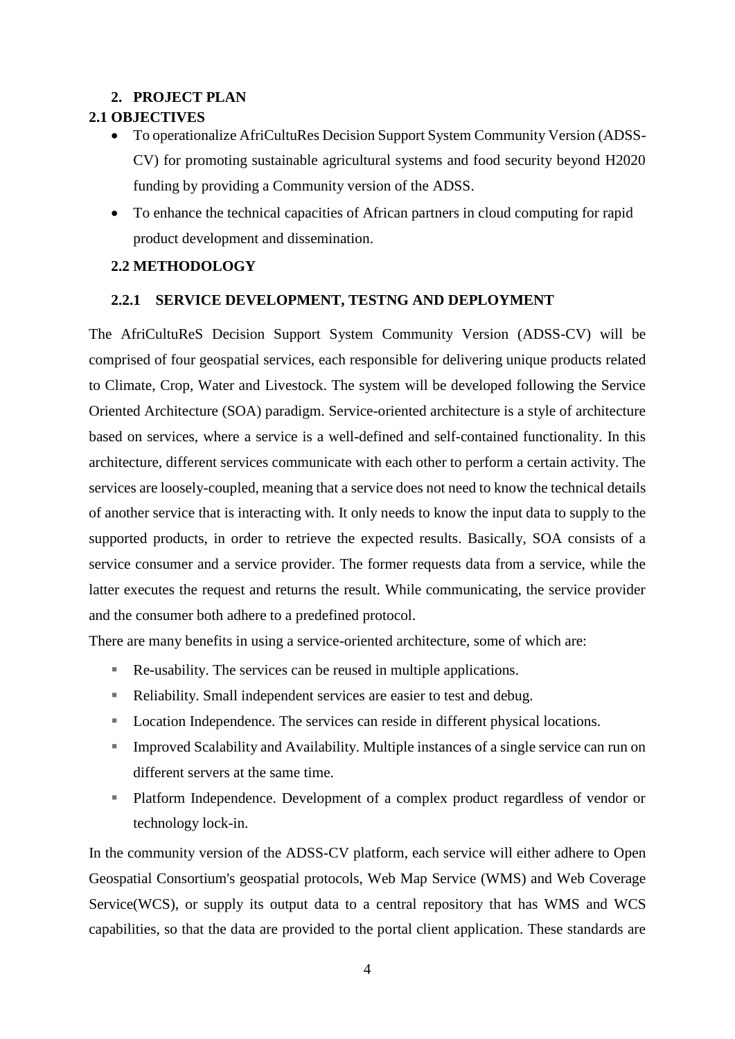## 2. PROJECT PLAN

### 2.1 OBJECTIVES

- To operationalize AfriCultuRes Decision Support System Community Version (ADSS-CV) for promoting sustainable agricultural systems and food security beyond H2020 funding by providing a Community version of the ADSS.
- To enhance the technical capacities of African partners in cloud computing for rapid product development and dissemination.

### 2.2 METHODOLOGY

#### 2.2.1 SERVICE DEVELOPMENT, TESTNG AND DEPLOYMENT

The AfriCultuReS Decision Support System Community Version (ADSS-CV) will be comprised of four geospatial services, each responsible for delivering unique products related to Climate, Crop, Water and Livestock. The system will be developed following the Service Oriented Architecture (SOA) paradigm. Service-oriented architecture is a style of architecture based on services, where a service is a well-defined and self-contained functionality. In this architecture, different services communicate with each other to perform a certain activity. The services are loosely-coupled, meaning that a service does not need to know the technical details of another service that is interacting with. It only needs to know the input data to supply to the supported products, in order to retrieve the expected results. Basically, SOA consists of a service consumer and a service provider. The former requests data from a service, while the latter executes the request and returns the result. While communicating, the service provider and the consumer both adhere to a predefined protocol.

There are many benefits in using a service-oriented architecture, some of which are:

- Re-usability. The services can be reused in multiple applications.
- Reliability. Small independent services are easier to test and debug.
- Location Independence. The services can reside in different physical locations.
- Improved Scalability and Availability. Multiple instances of a single service can run on different servers at the same time.
- Platform Independence. Development of a complex product regardless of vendor or technology lock-in.

In the community version of the ADSS-CV platform, each service will either adhere to Open Geospatial Consortium's geospatial protocols, Web Map Service (WMS) and Web Coverage Service(WCS), or supply its output data to a central repository that has WMS and WCS capabilities, so that the data are provided to the portal client application. These standards are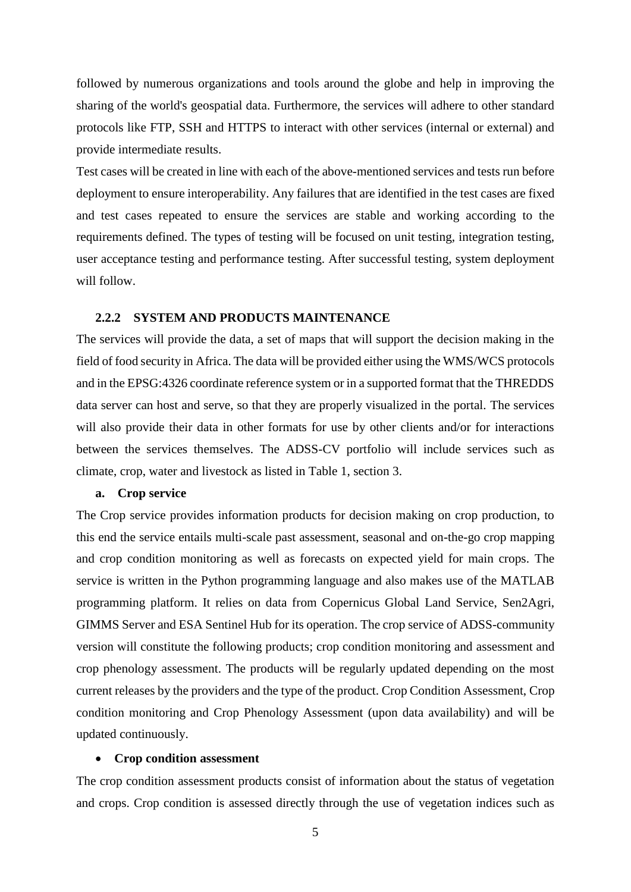followed by numerous organizations and tools around the globe and help in improving the sharing of the world's geospatial data. Furthermore, the services will adhere to other standard protocols like FTP, SSH and HTTPS to interact with other services (internal or external) and provide intermediate results.

Test cases will be created in line with each of the above-mentioned services and tests run before deployment to ensure interoperability. Any failures that are identified in the test cases are fixed and test cases repeated to ensure the services are stable and working according to the requirements defined. The types of testing will be focused on unit testing, integration testing, user acceptance testing and performance testing. After successful testing, system deployment will follow.

### 2.2.2 SYSTEM AND PRODUCTS MAINTENANCE

The services will provide the data, a set of maps that will support the decision making in the field of food security in Africa. The data will be provided either using the WMS/WCS protocols and in the EPSG:4326 coordinate reference system or in a supported format that the THREDDS data server can host and serve, so that they are properly visualized in the portal. The services will also provide their data in other formats for use by other clients and/or for interactions between the services themselves. The ADSS-CV portfolio will include services such as climate, crop, water and livestock as listed in Table 1, section 3.

**a. Crop service**

The Crop service provides information products for decision making on crop production, to this end the service entails multi-scale past assessment, seasonal and on-the-go crop mapping and crop condition monitoring as well as forecasts on expected yield for main crops. The service is written in the Python programming language and also makes use of the MATLAB programming platform. It relies on data from Copernicus Global Land Service, Sen2Agri, GIMMS Server and ESA Sentinel Hub for its operation. The crop service of ADSS-community version will constitute the following products; crop condition monitoring and assessment and crop phenology assessment. The products will be regularly updated depending on the most current releases by the providers and the type of the product. Crop Condition Assessment, Crop condition monitoring and Crop Phenology Assessment (upon data availability) and will be updated continuously.

- **Crop condition assessment**

The crop condition assessment products consist of information about the status of vegetation and crops. Crop condition is assessed directly through the use of vegetation indices such as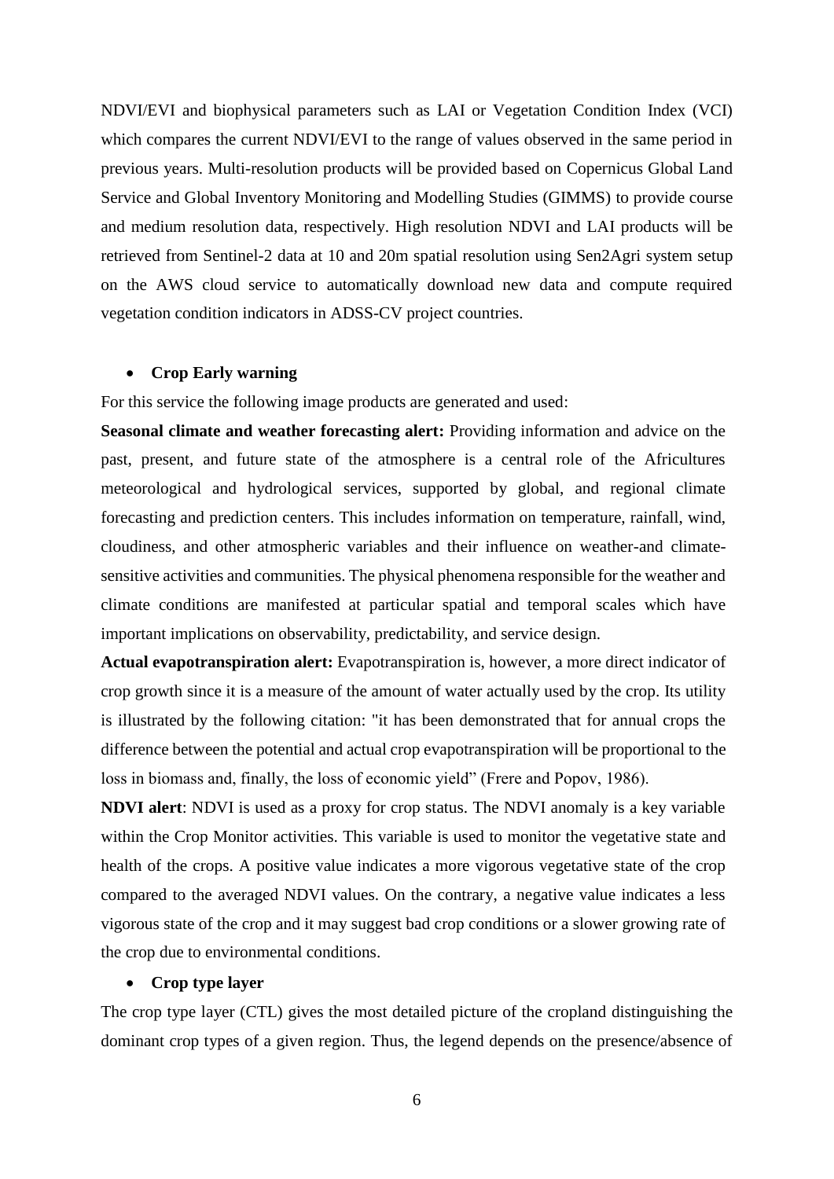NDVI/EVI and biophysical parameters such as LAI or Vegetation Condition Index (VCI) which compares the current NDVI/EVI to the range of values observed in the same period in previous years. Multi-resolution products will be provided based on Copernicus Global Land Service and Global Inventory Monitoring and Modelling Studies (GIMMS) to provide course and medium resolution data, respectively. High resolution NDVI and LAI products will be retrieved from Sentinel-2 data at 10 and 20m spatial resolution using Sen2Agri system setup on the AWS cloud service to automatically download new data and compute required vegetation condition indicators in ADSS-CV project countries.

- **Crop Early warning**

For this service the following image products are generated and used:

**Seasonal climate and weather forecasting alert:** Providing information and advice on the past, present, and future state of the atmosphere is a central role of the Africultures meteorological and hydrological services, supported by global, and regional climate forecasting and prediction centers. This includes information on temperature, rainfall, wind, cloudiness, and other atmospheric variables and their influence on weather-and climate-sensitive activities and communities. The physical phenomena responsible for the weather and climate conditions are manifested at particular spatial and temporal scales which have important implications on observability, predictability, and service design.

**Actual evapotranspiration alert:** Evapotranspiration is, however, a more direct indicator of crop growth since it is a measure of the amount of water actually used by the crop. Its utility is illustrated by the following citation: "it has been demonstrated that for annual crops the difference between the potential and actual crop evapotranspiration will be proportional to the loss in biomass and, finally, the loss of economic yield" (Frere and Popov, 1986).

**NDVI alert**: NDVI is used as a proxy for crop status. The NDVI anomaly is a key variable within the Crop Monitor activities. This variable is used to monitor the vegetative state and health of the crops. A positive value indicates a more vigorous vegetative state of the crop compared to the averaged NDVI values. On the contrary, a negative value indicates a less vigorous state of the crop and it may suggest bad crop conditions or a slower growing rate of the crop due to environmental conditions.

- **Crop type layer**

The crop type layer (CTL) gives the most detailed picture of the cropland distinguishing the dominant crop types of a given region. Thus, the legend depends on the presence/absence of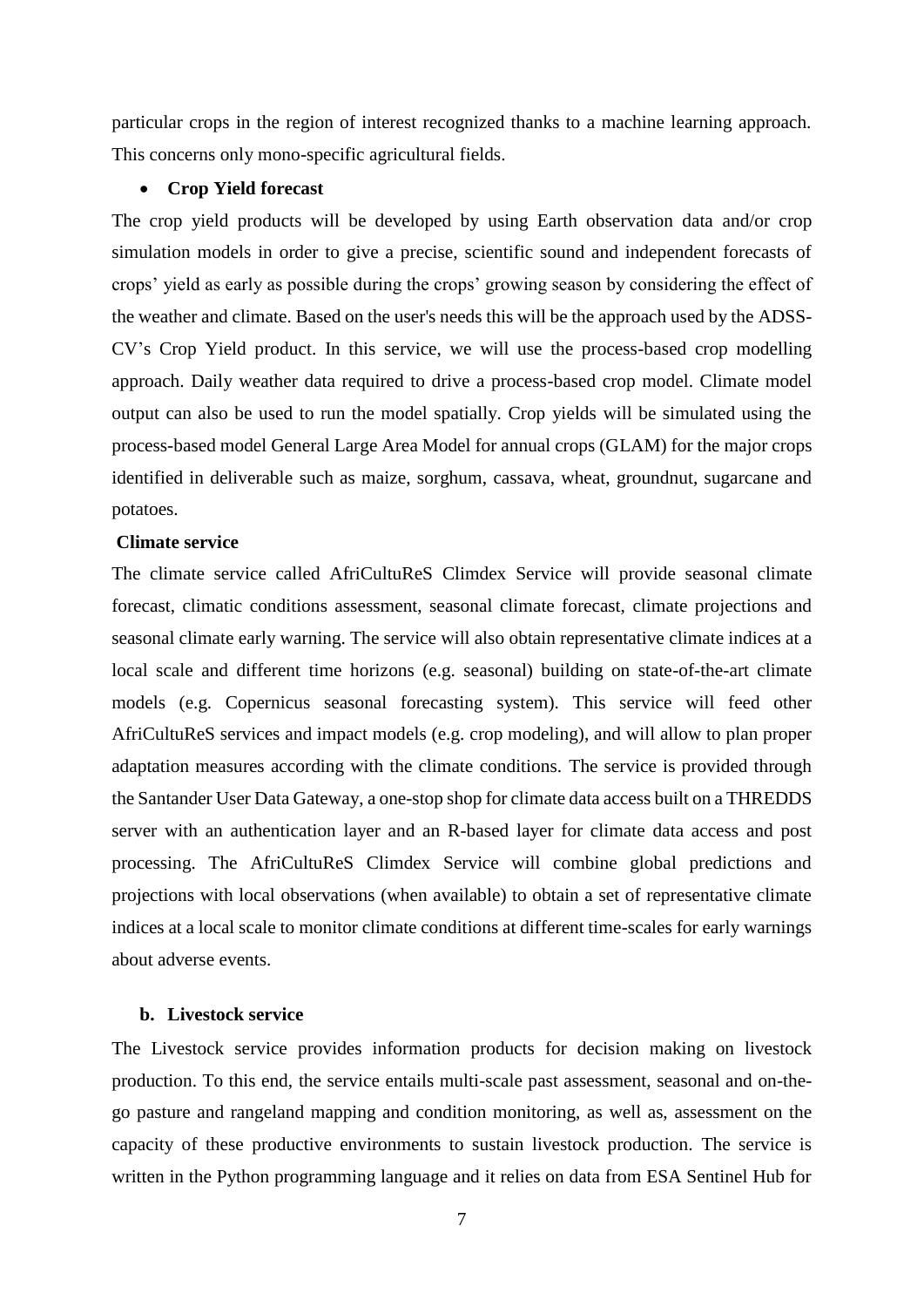particular crops in the region of interest recognized thanks to a machine learning approach. This concerns only mono-specific agricultural fields.

- **Crop Yield forecast**

The crop yield products will be developed by using Earth observation data and/or crop simulation models in order to give a precise, scientific sound and independent forecasts of crops' yield as early as possible during the crops' growing season by considering the effect of the weather and climate. Based on the user's needs this will be the approach used by the ADSS-CV's Crop Yield product. In this service, we will use the process-based crop modelling approach. Daily weather data required to drive a process-based crop model. Climate model output can also be used to run the model spatially. Crop yields will be simulated using the process-based model General Large Area Model for annual crops (GLAM) for the major crops identified in deliverable such as maize, sorghum, cassava, wheat, groundnut, sugarcane and potatoes.

**Climate service**

The climate service called AfriCultuReS Climdex Service will provide seasonal climate forecast, climatic conditions assessment, seasonal climate forecast, climate projections and seasonal climate early warning. The service will also obtain representative climate indices at a local scale and different time horizons (e.g. seasonal) building on state-of-the-art climate models (e.g. Copernicus seasonal forecasting system). This service will feed other AfriCultuReS services and impact models (e.g. crop modeling), and will allow to plan proper adaptation measures according with the climate conditions. The service is provided through the Santander User Data Gateway, a one-stop shop for climate data access built on a THREDDS server with an authentication layer and an R-based layer for climate data access and post processing. The AfriCultuReS Climdex Service will combine global predictions and projections with local observations (when available) to obtain a set of representative climate indices at a local scale to monitor climate conditions at different time-scales for early warnings about adverse events.

**b. Livestock service**

The Livestock service provides information products for decision making on livestock production. To this end, the service entails multi-scale past assessment, seasonal and on-the-go pasture and rangeland mapping and condition monitoring, as well as, assessment on the capacity of these productive environments to sustain livestock production. The service is written in the Python programming language and it relies on data from ESA Sentinel Hub for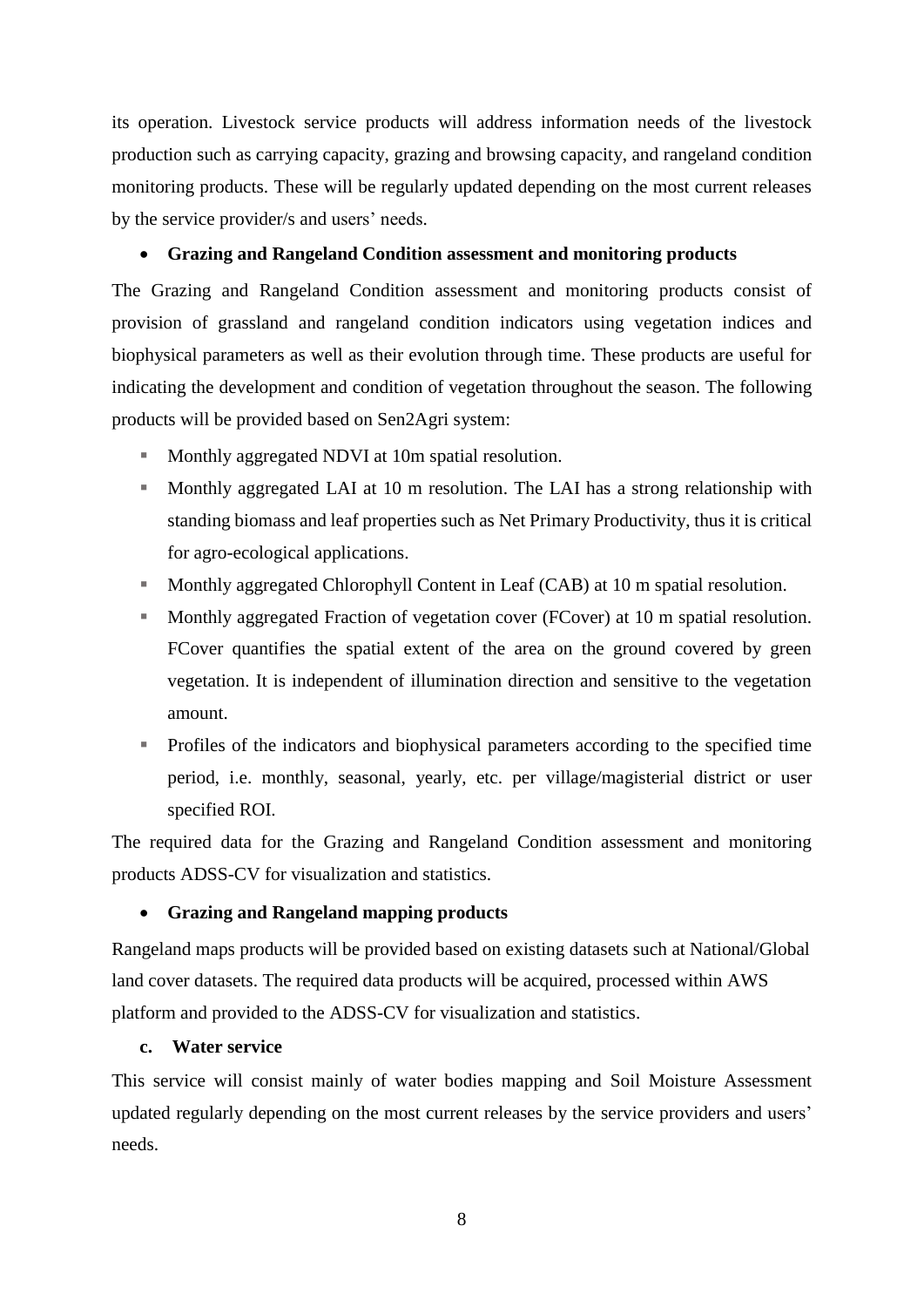its operation. Livestock service products will address information needs of the livestock production such as carrying capacity, grazing and browsing capacity, and rangeland condition monitoring products. These will be regularly updated depending on the most current releases by the service provider/s and users' needs.

- **Grazing and Rangeland Condition assessment and monitoring products**

The Grazing and Rangeland Condition assessment and monitoring products consist of provision of grassland and rangeland condition indicators using vegetation indices and biophysical parameters as well as their evolution through time. These products are useful for indicating the development and condition of vegetation throughout the season. The following products will be provided based on Sen2Agri system:

- Monthly aggregated NDVI at 10m spatial resolution.
- Monthly aggregated LAI at 10 m resolution. The LAI has a strong relationship with standing biomass and leaf properties such as Net Primary Productivity, thus it is critical for agro-ecological applications.
- Monthly aggregated Chlorophyll Content in Leaf (CAB) at 10 m spatial resolution.
- Monthly aggregated Fraction of vegetation cover (FCover) at 10 m spatial resolution. FCover quantifies the spatial extent of the area on the ground covered by green vegetation. It is independent of illumination direction and sensitive to the vegetation amount.
- Profiles of the indicators and biophysical parameters according to the specified time period, i.e. monthly, seasonal, yearly, etc. per village/magisterial district or user specified ROI.

The required data for the Grazing and Rangeland Condition assessment and monitoring products ADSS-CV for visualization and statistics.

- **Grazing and Rangeland mapping products**

Rangeland maps products will be provided based on existing datasets such at National/Global land cover datasets. The required data products will be acquired, processed within AWS platform and provided to the ADSS-CV for visualization and statistics.

**c. Water service**

This service will consist mainly of water bodies mapping and Soil Moisture Assessment updated regularly depending on the most current releases by the service providers and users' needs.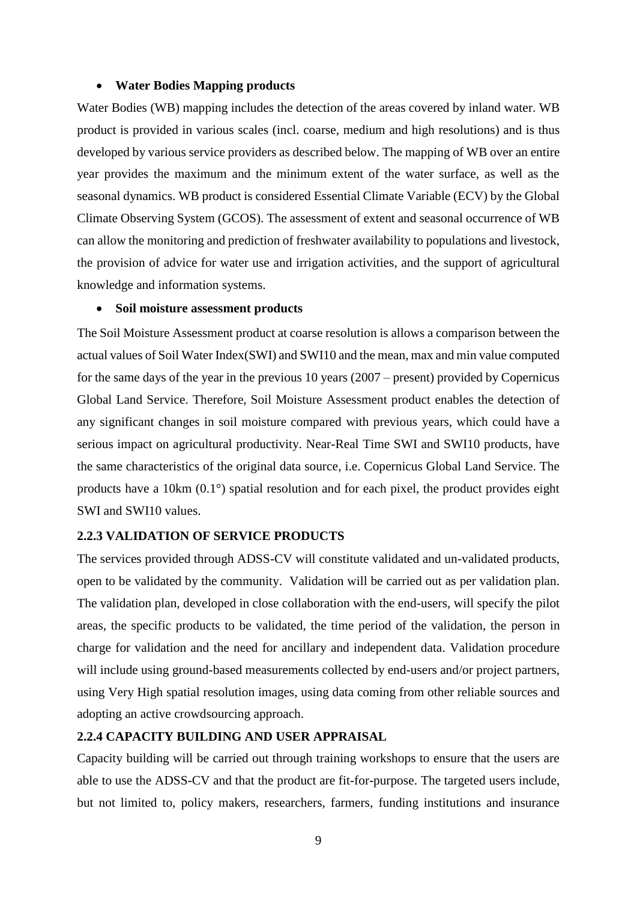- **Water Bodies Mapping products**

Water Bodies (WB) mapping includes the detection of the areas covered by inland water. WB product is provided in various scales (incl. coarse, medium and high resolutions) and is thus developed by various service providers as described below. The mapping of WB over an entire year provides the maximum and the minimum extent of the water surface, as well as the seasonal dynamics. WB product is considered Essential Climate Variable (ECV) by the Global Climate Observing System (GCOS). The assessment of extent and seasonal occurrence of WB can allow the monitoring and prediction of freshwater availability to populations and livestock, the provision of advice for water use and irrigation activities, and the support of agricultural knowledge and information systems.

- **Soil moisture assessment products**

The Soil Moisture Assessment product at coarse resolution is allows a comparison between the actual values of Soil Water Index(SWI) and SWI10 and the mean, max and min value computed for the same days of the year in the previous 10 years (2007 – present) provided by Copernicus Global Land Service. Therefore, Soil Moisture Assessment product enables the detection of any significant changes in soil moisture compared with previous years, which could have a serious impact on agricultural productivity. Near-Real Time SWI and SWI10 products, have the same characteristics of the original data source, i.e. Copernicus Global Land Service. The products have a 10km (0.1°) spatial resolution and for each pixel, the product provides eight SWI and SWI10 values.

### 2.2.3 VALIDATION OF SERVICE PRODUCTS

The services provided through ADSS-CV will constitute validated and un-validated products, open to be validated by the community. Validation will be carried out as per validation plan. The validation plan, developed in close collaboration with the end-users, will specify the pilot areas, the specific products to be validated, the time period of the validation, the person in charge for validation and the need for ancillary and independent data. Validation procedure will include using ground-based measurements collected by end-users and/or project partners, using Very High spatial resolution images, using data coming from other reliable sources and adopting an active crowdsourcing approach.

### 2.2.4 CAPACITY BUILDING AND USER APPRAISAL

Capacity building will be carried out through training workshops to ensure that the users are able to use the ADSS-CV and that the product are fit-for-purpose. The targeted users include, but not limited to, policy makers, researchers, farmers, funding institutions and insurance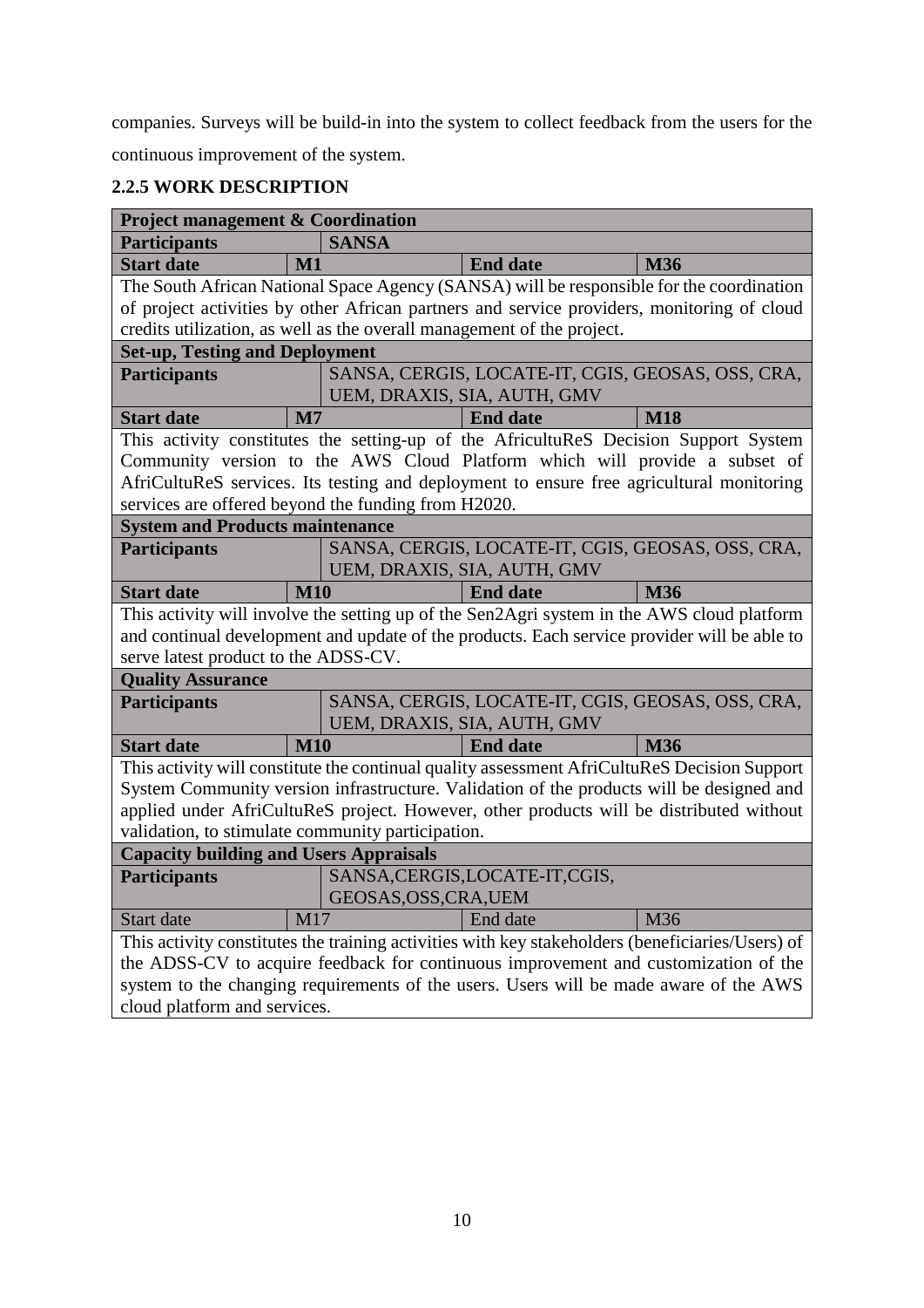companies. Surveys will be build-in into the system to collect feedback from the users for the continuous improvement of the system.

### 2.2.5 WORK DESCRIPTION

| **Project management & Coordination** | | | |
|---|---|---|---|
| **Participants** | **SANSA** | | |
| **Start date** | **M1** | **End date** | **M36** |
| The South African National Space Agency (SANSA) will be responsible for the coordination of project activities by other African partners and service providers, monitoring of cloud credits utilization, as well as the overall management of the project. | | | |
| **Set-up, Testing and Deployment** | | | |
| **Participants** | SANSA, CERGIS, LOCATE-IT, CGIS, GEOSAS, OSS, CRA, UEM, DRAXIS, SIA, AUTH, GMV | | |
| **Start date** | **M7** | **End date** | **M18** |
| This activity constitutes the setting-up of the AfricultuReS Decision Support System Community version to the AWS Cloud Platform which will provide a subset of AfriCultuReS services. Its testing and deployment to ensure free agricultural monitoring services are offered beyond the funding from H2020. | | | |
| **System and Products maintenance** | | | |
| **Participants** | SANSA, CERGIS, LOCATE-IT, CGIS, GEOSAS, OSS, CRA, UEM, DRAXIS, SIA, AUTH, GMV | | |
| **Start date** | **M10** | **End date** | **M36** |
| This activity will involve the setting up of the Sen2Agri system in the AWS cloud platform and continual development and update of the products. Each service provider will be able to serve latest product to the ADSS-CV. | | | |
| **Quality Assurance** | | | |
| **Participants** | SANSA, CERGIS, LOCATE-IT, CGIS, GEOSAS, OSS, CRA, UEM, DRAXIS, SIA, AUTH, GMV | | |
| **Start date** | **M10** | **End date** | **M36** |
| This activity will constitute the continual quality assessment AfriCultuReS Decision Support System Community version infrastructure. Validation of the products will be designed and applied under AfriCultuReS project. However, other products will be distributed without validation, to stimulate community participation. | | | |
| **Capacity building and Users Appraisals** | | | |
| **Participants** | SANSA,CERGIS,LOCATE-IT,CGIS, GEOSAS,OSS,CRA,UEM | | |
| Start date | M17 | End date | M36 |
| This activity constitutes the training activities with key stakeholders (beneficiaries/Users) of the ADSS-CV to acquire feedback for continuous improvement and customization of the system to the changing requirements of the users. Users will be made aware of the AWS cloud platform and services. | | | |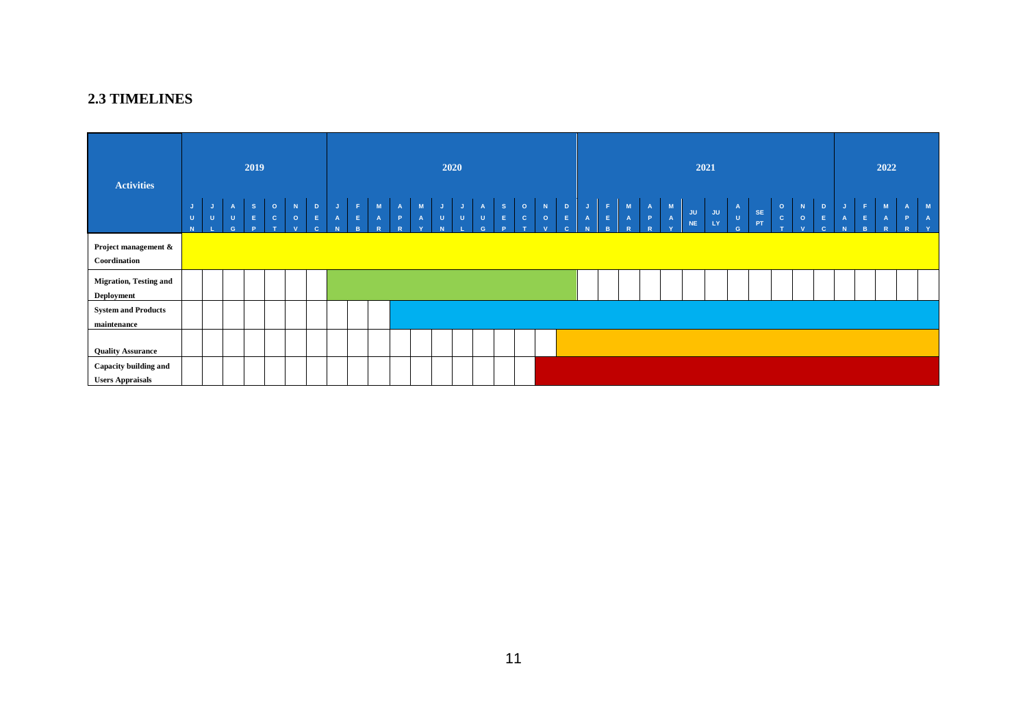## 2.3 TIMELINES

| Activities | 2019 | | | | | | | 2020 | | | | | | | | | | | | 2021 | | | | | | | | | | | | 2022 | | | | |
|---|---|---|---|---|---|---|---|---|---|---|---|---|---|---|---|---|---|---|---|---|---|---|---|---|---|---|---|---|---|---|---|---|---|---|---|---|
| | JUN | JUL | AUG | SEP | OCT | NOV | DEC | JAN | FEB | MAR | APR | MAY | JUN | JUL | AUG | SEP | OCT | NOV | DEC | JAN | FEB | MAR | APR | MAY | JUNE | JULY | AUG | SEPT | OCT | NOV | DEC | JAN | FEB | MAR | APR | MAY |
| **Project management & Coordination** | | | | | | | | | | | | | | | | | | | | | | | | | | | | | | | | | | | | |
| **Migration, Testing and Deployment** | | | | | | | | | | | | | | | | | | | | | | | | | | | | | | | | | | | | |
| **System and Products maintenance** | | | | | | | | | | | | | | | | | | | | | | | | | | | | | | | | | | | | |
| **Quality Assurance** | | | | | | | | | | | | | | | | | | | | | | | | | | | | | | | | | | | | |
| **Capacity building and Users Appraisals** | | | | | | | | | | | | | | | | | | | | | | | | | | | | | | | | | | | | |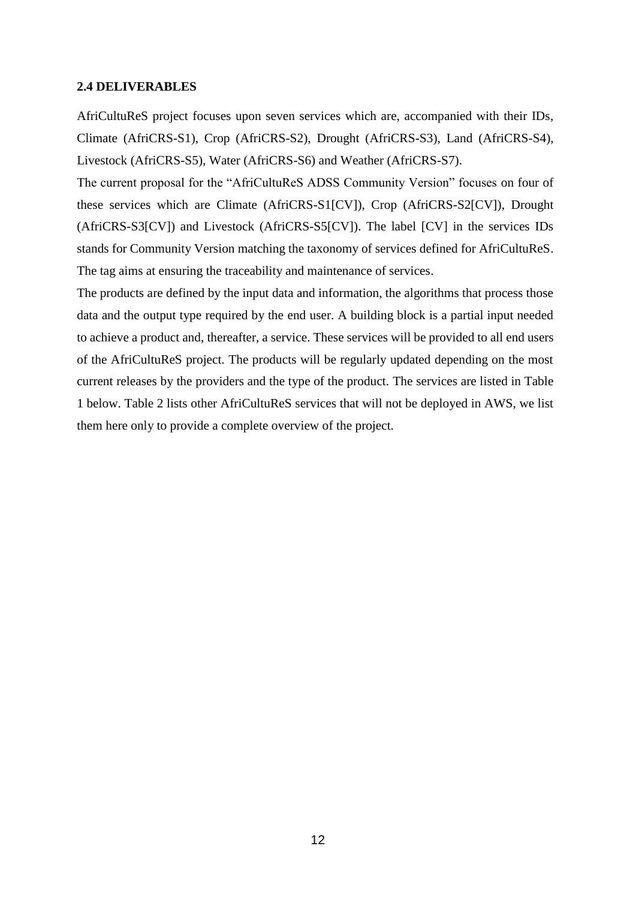## 2.4 DELIVERABLES

AfriCultuReS project focuses upon seven services which are, accompanied with their IDs, Climate (AfriCRS-S1), Crop (AfriCRS-S2), Drought (AfriCRS-S3), Land (AfriCRS-S4), Livestock (AfriCRS-S5), Water (AfriCRS-S6) and Weather (AfriCRS-S7).

The current proposal for the "AfriCultuReS ADSS Community Version" focuses on four of these services which are Climate (AfriCRS-S1[CV]), Crop (AfriCRS-S2[CV]), Drought (AfriCRS-S3[CV]) and Livestock (AfriCRS-S5[CV]). The label [CV] in the services IDs stands for Community Version matching the taxonomy of services defined for AfriCultuReS. The tag aims at ensuring the traceability and maintenance of services.

The products are defined by the input data and information, the algorithms that process those data and the output type required by the end user. A building block is a partial input needed to achieve a product and, thereafter, a service. These services will be provided to all end users of the AfriCultuReS project. The products will be regularly updated depending on the most current releases by the providers and the type of the product. The services are listed in Table 1 below. Table 2 lists other AfriCultuReS services that will not be deployed in AWS, we list them here only to provide a complete overview of the project.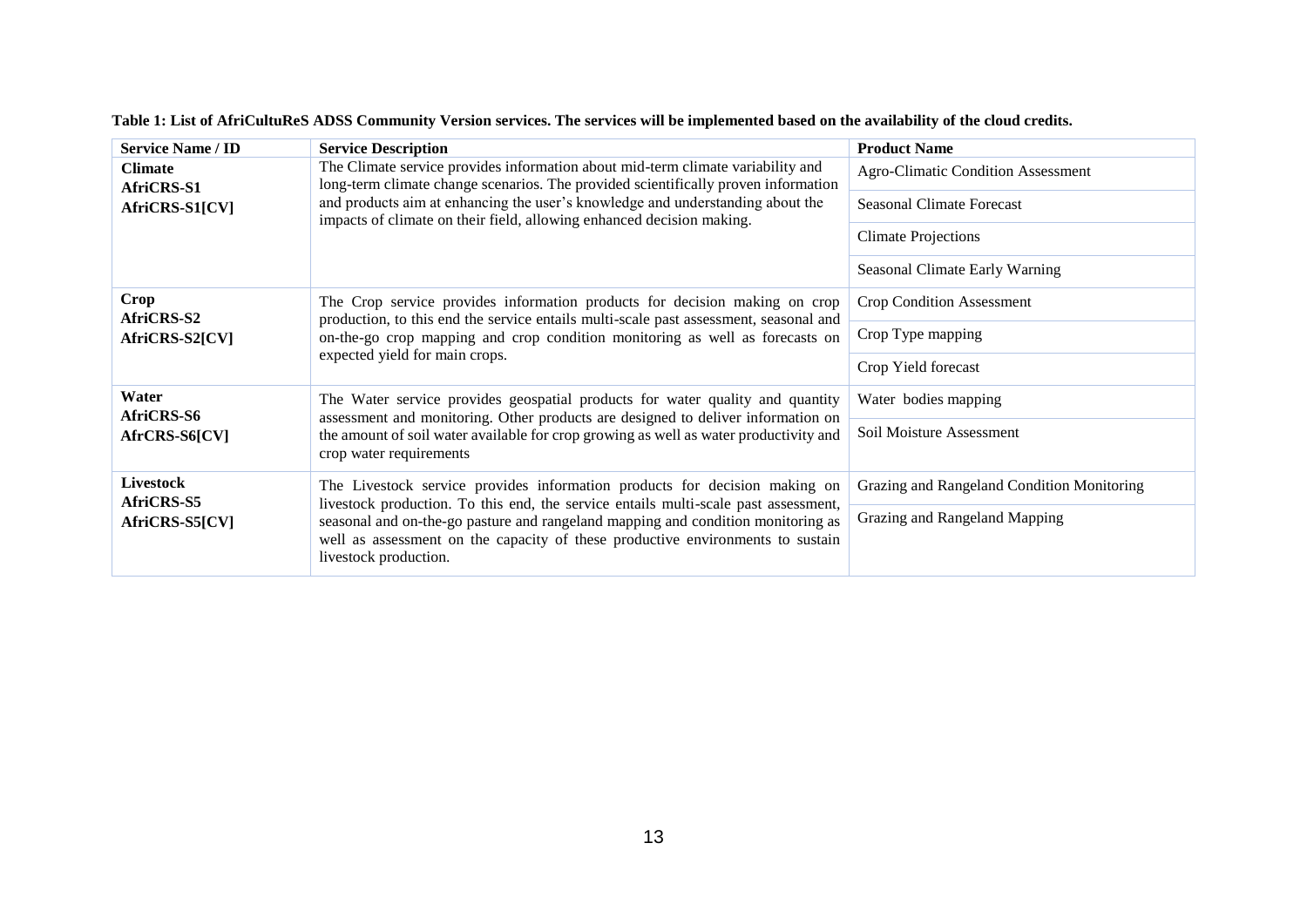**Table 1: List of AfriCultuReS ADSS Community Version services. The services will be implemented based on the availability of the cloud credits.**

| Service Name / ID | Service Description | Product Name |
|---|---|---|
| **Climate**<br>**AfriCRS-S1**<br>**AfriCRS-S1[CV]** | The Climate service provides information about mid-term climate variability and long-term climate change scenarios. The provided scientifically proven information and products aim at enhancing the user's knowledge and understanding about the impacts of climate on their field, allowing enhanced decision making. | Agro-Climatic Condition Assessment |
| | | Seasonal Climate Forecast |
| | | Climate Projections |
| | | Seasonal Climate Early Warning |
| **Crop**<br>**AfriCRS-S2**<br>**AfriCRS-S2[CV]** | The Crop service provides information products for decision making on crop production, to this end the service entails multi-scale past assessment, seasonal and on-the-go crop mapping and crop condition monitoring as well as forecasts on expected yield for main crops. | Crop Condition Assessment |
| | | Crop Type mapping |
| | | Crop Yield forecast |
| **Water**<br>**AfriCRS-S6**<br>**AfrCRS-S6[CV]** | The Water service provides geospatial products for water quality and quantity assessment and monitoring. Other products are designed to deliver information on the amount of soil water available for crop growing as well as water productivity and crop water requirements | Water bodies mapping |
| | | Soil Moisture Assessment |
| **Livestock**<br>**AfriCRS-S5**<br>**AfriCRS-S5[CV]** | The Livestock service provides information products for decision making on livestock production. To this end, the service entails multi-scale past assessment, seasonal and on-the-go pasture and rangeland mapping and condition monitoring as well as assessment on the capacity of these productive environments to sustain livestock production. | Grazing and Rangeland Condition Monitoring |
| | | Grazing and Rangeland Mapping |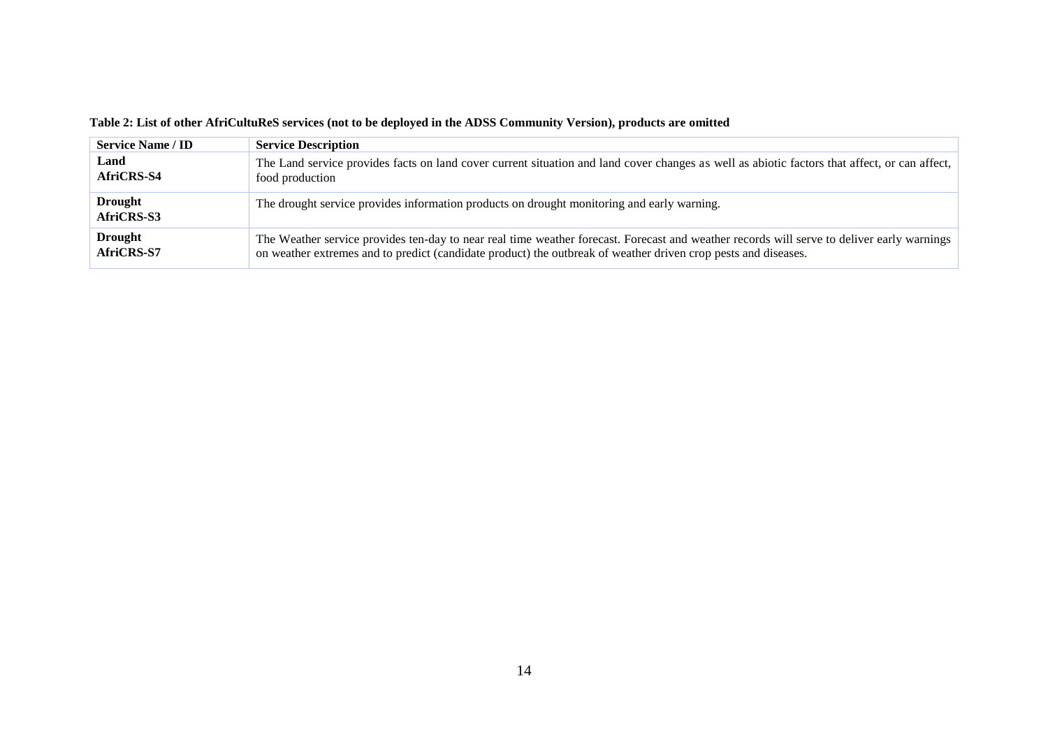**Table 2: List of other AfriCultuReS services (not to be deployed in the ADSS Community Version), products are omitted**

| Service Name / ID | Service Description |
|---|---|
| **Land** **AfriCRS-S4** | The Land service provides facts on land cover current situation and land cover changes as well as abiotic factors that affect, or can affect, food production |
| **Drought** **AfriCRS-S3** | The drought service provides information products on drought monitoring and early warning. |
| **Drought** **AfriCRS-S7** | The Weather service provides ten-day to near real time weather forecast. Forecast and weather records will serve to deliver early warnings on weather extremes and to predict (candidate product) the outbreak of weather driven crop pests and diseases. |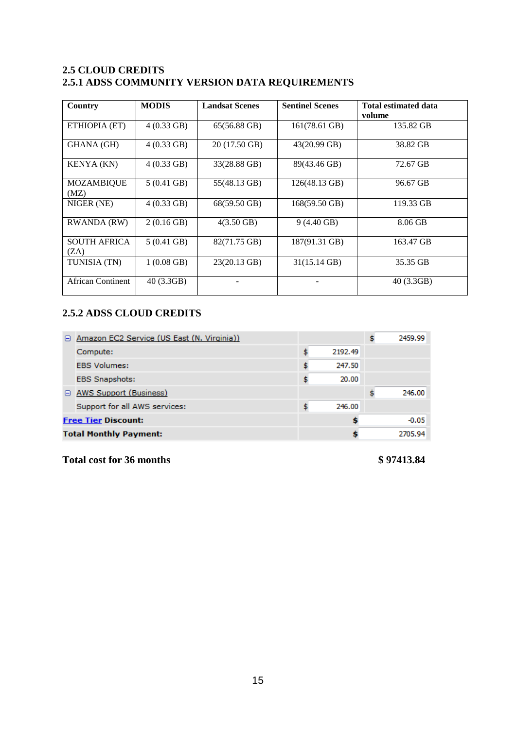## 2.5 CLOUD CREDITS

### 2.5.1 ADSS COMMUNITY VERSION DATA REQUIREMENTS

| Country | MODIS | Landsat Scenes | Sentinel Scenes | Total estimated data volume |
|---|---|---|---|---|
| ETHIOPIA (ET) | 4 (0.33 GB) | 65(56.88 GB) | 161(78.61 GB) | 135.82 GB |
| GHANA (GH) | 4 (0.33 GB) | 20 (17.50 GB) | 43(20.99 GB) | 38.82 GB |
| KENYA (KN) | 4 (0.33 GB) | 33(28.88 GB) | 89(43.46 GB) | 72.67 GB |
| MOZAMBIQUE (MZ) | 5 (0.41 GB) | 55(48.13 GB) | 126(48.13 GB) | 96.67 GB |
| NIGER (NE) | 4 (0.33 GB) | 68(59.50 GB) | 168(59.50 GB) | 119.33 GB |
| RWANDA (RW) | 2 (0.16 GB) | 4(3.50 GB) | 9 (4.40 GB) | 8.06 GB |
| SOUTH AFRICA (ZA) | 5 (0.41 GB) | 82(71.75 GB) | 187(91.31 GB) | 163.47 GB |
| TUNISIA (TN) | 1 (0.08 GB) | 23(20.13 GB) | 31(15.14 GB) | 35.35 GB |
| African Continent | 40 (3.3GB) | - | - | 40 (3.3GB) |

### 2.5.2 ADSS CLOUD CREDITS

| Item | | |
|---|---|---|
| Amazon EC2 Service (US East (N. Virginia)) | | $ 2459.99 |
| Compute: | $ 2192.49 | |
| EBS Volumes: | $ 247.50 | |
| EBS Snapshots: | $ 20.00 | |
| AWS Support (Business) | | $ 246.00 |
| Support for all AWS services: | $ 246.00 | |
| **Free Tier Discount:** | $ | -0.05 |
| **Total Monthly Payment:** | $ | 2705.94 |

**Total cost for 36 months** **$ 97413.84**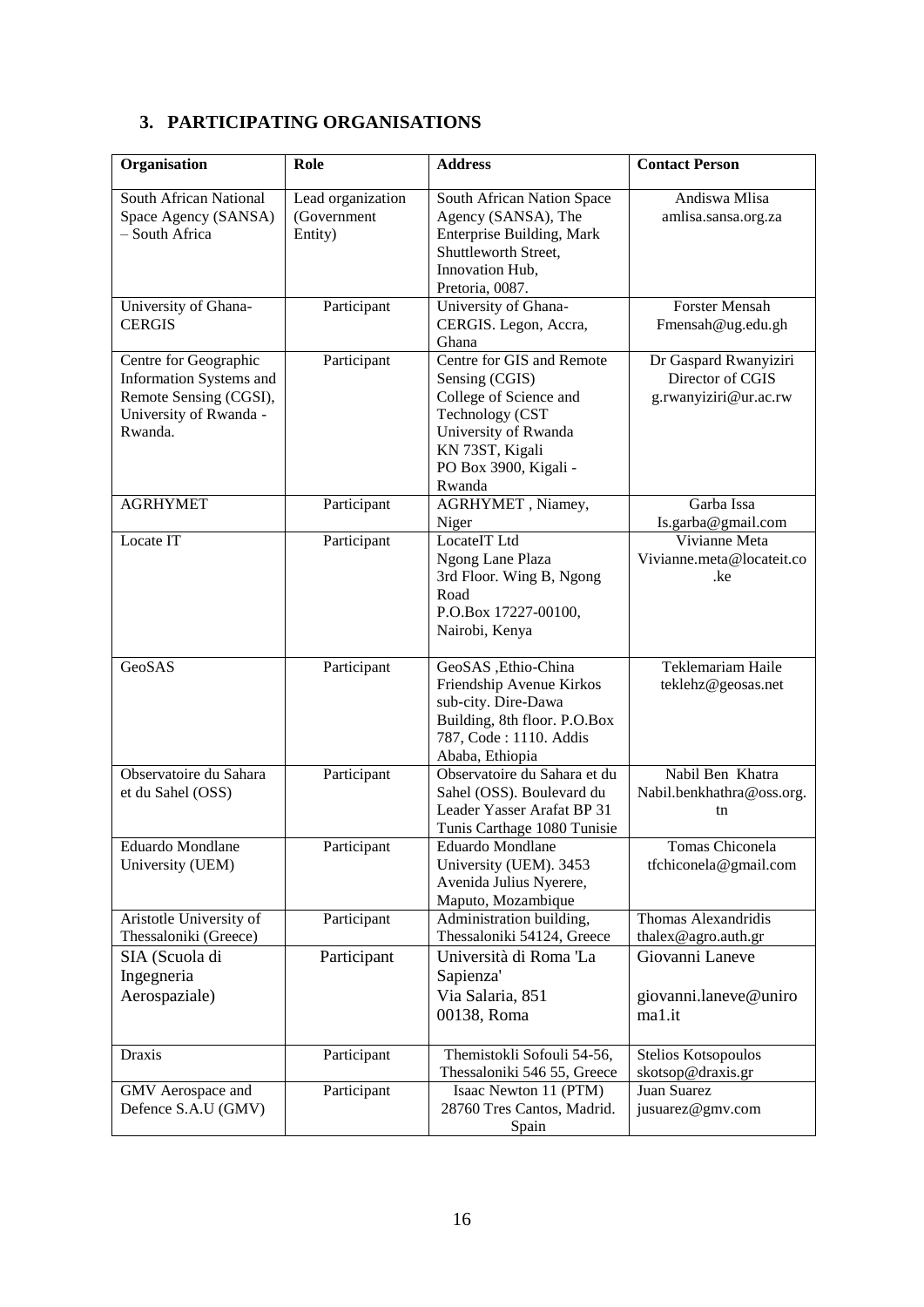## 3. PARTICIPATING ORGANISATIONS

| Organisation | Role | Address | Contact Person |
|---|---|---|---|
| South African National Space Agency (SANSA) – South Africa | Lead organization (Government Entity) | South African Nation Space Agency (SANSA), The Enterprise Building, Mark Shuttleworth Street, Innovation Hub, Pretoria, 0087. | Andiswa Mlisa amlisa.sansa.org.za |
| University of Ghana-CERGIS | Participant | University of Ghana-CERGIS. Legon, Accra, Ghana | Forster Mensah Fmensah@ug.edu.gh |
| Centre for Geographic Information Systems and Remote Sensing (CGSI), University of Rwanda - Rwanda. | Participant | Centre for GIS and Remote Sensing (CGIS) College of Science and Technology (CST University of Rwanda KN 73ST, Kigali PO Box 3900, Kigali - Rwanda | Dr Gaspard Rwanyiziri Director of CGIS g.rwanyiziri@ur.ac.rw |
| AGRHYMET | Participant | AGRHYMET , Niamey, Niger | Garba Issa Is.garba@gmail.com |
| Locate IT | Participant | LocateIT Ltd Ngong Lane Plaza 3rd Floor. Wing B, Ngong Road P.O.Box 17227-00100, Nairobi, Kenya | Vivianne Meta Vivianne.meta@locateit.co.ke |
| GeoSAS | Participant | GeoSAS ,Ethio-China Friendship Avenue Kirkos sub-city. Dire-Dawa Building, 8th floor. P.O.Box 787, Code : 1110. Addis Ababa, Ethiopia | Teklemariam Haile teklehz@geosas.net |
| Observatoire du Sahara et du Sahel (OSS) | Participant | Observatoire du Sahara et du Sahel (OSS). Boulevard du Leader Yasser Arafat BP 31 Tunis Carthage 1080 Tunisie | Nabil Ben Khatra Nabil.benkhathra@oss.org.tn |
| Eduardo Mondlane University (UEM) | Participant | Eduardo Mondlane University (UEM). 3453 Avenida Julius Nyerere, Maputo, Mozambique | Tomas Chiconela tfchiconela@gmail.com |
| Aristotle University of Thessaloniki (Greece) | Participant | Administration building, Thessaloniki 54124, Greece | Thomas Alexandridis thalex@agro.auth.gr |
| SIA (Scuola di Ingegneria Aerospaziale) | Participant | Università di Roma 'La Sapienza' Via Salaria, 851 00138, Roma | Giovanni Laneve giovanni.laneve@uniroma1.it |
| Draxis | Participant | Themistokli Sofouli 54-56, Thessaloniki 546 55, Greece | Stelios Kotsopoulos skotsop@draxis.gr |
| GMV Aerospace and Defence S.A.U (GMV) | Participant | Isaac Newton 11 (PTM) 28760 Tres Cantos, Madrid. Spain | Juan Suarez jusuarez@gmv.com |